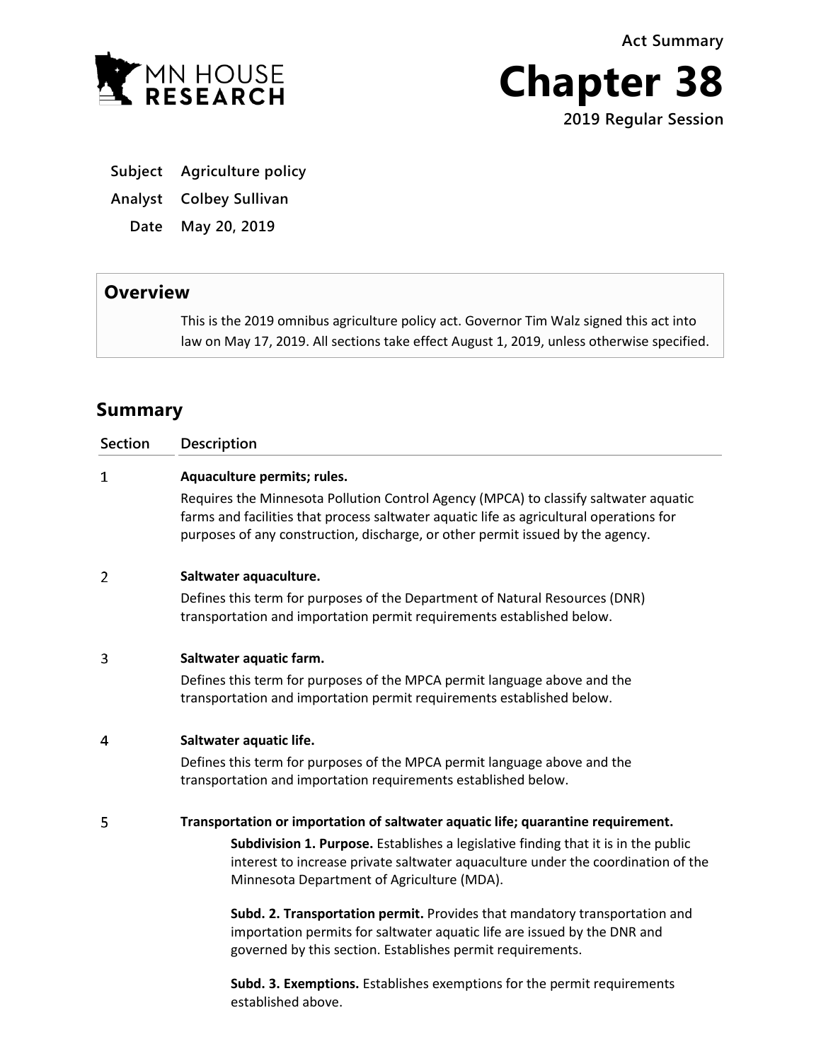MN HOUSE RESEARCH

Act Summary

# Chapter 38

**2019 Regular Session**

| | |
|---|---|
| **Subject** | **Agriculture policy** |
| **Analyst** | **Colbey Sullivan** |
| **Date** | **May 20, 2019** |

## Overview

This is the 2019 omnibus agriculture policy act. Governor Tim Walz signed this act into law on May 17, 2019. All sections take effect August 1, 2019, unless otherwise specified.

## Summary

| Section | Description |
|---|---|
| 1 | **Aquaculture permits; rules.**<br>Requires the Minnesota Pollution Control Agency (MPCA) to classify saltwater aquatic farms and facilities that process saltwater aquatic life as agricultural operations for purposes of any construction, discharge, or other permit issued by the agency. |
| 2 | **Saltwater aquaculture.**<br>Defines this term for purposes of the Department of Natural Resources (DNR) transportation and importation permit requirements established below. |
| 3 | **Saltwater aquatic farm.**<br>Defines this term for purposes of the MPCA permit language above and the transportation and importation permit requirements established below. |
| 4 | **Saltwater aquatic life.**<br>Defines this term for purposes of the MPCA permit language above and the transportation and importation requirements established below. |
| 5 | **Transportation or importation of saltwater aquatic life; quarantine requirement.**<br>**Subdivision 1. Purpose.** Establishes a legislative finding that it is in the public interest to increase private saltwater aquaculture under the coordination of the Minnesota Department of Agriculture (MDA).<br>**Subd. 2. Transportation permit.** Provides that mandatory transportation and importation permits for saltwater aquatic life are issued by the DNR and governed by this section. Establishes permit requirements.<br>**Subd. 3. Exemptions.** Establishes exemptions for the permit requirements established above. |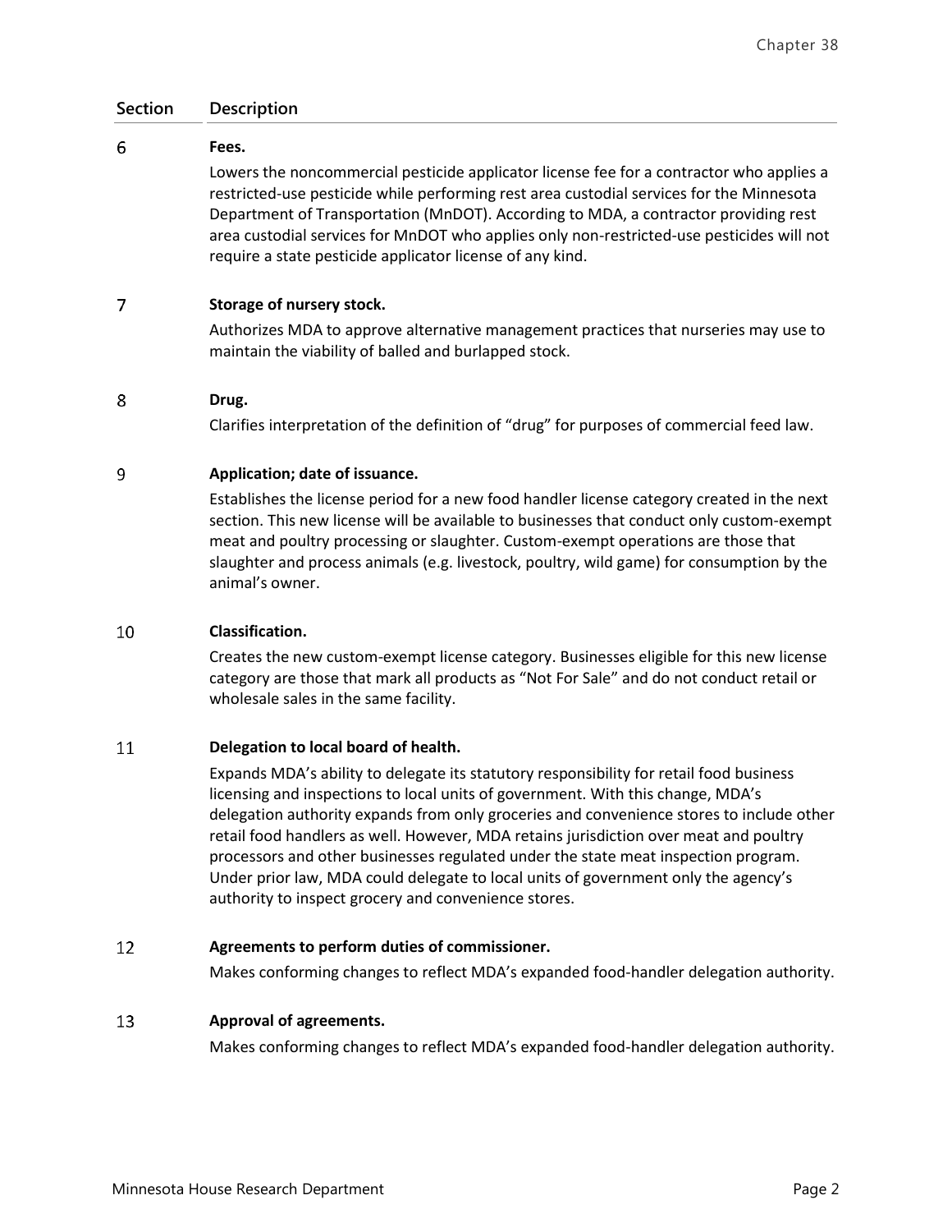| Section | Description |
|---|---|
| 6 | **Fees.**<br>Lowers the noncommercial pesticide applicator license fee for a contractor who applies a restricted-use pesticide while performing rest area custodial services for the Minnesota Department of Transportation (MnDOT). According to MDA, a contractor providing rest area custodial services for MnDOT who applies only non-restricted-use pesticides will not require a state pesticide applicator license of any kind. |
| 7 | **Storage of nursery stock.**<br>Authorizes MDA to approve alternative management practices that nurseries may use to maintain the viability of balled and burlapped stock. |
| 8 | **Drug.**<br>Clarifies interpretation of the definition of "drug" for purposes of commercial feed law. |
| 9 | **Application; date of issuance.**<br>Establishes the license period for a new food handler license category created in the next section. This new license will be available to businesses that conduct only custom-exempt meat and poultry processing or slaughter. Custom-exempt operations are those that slaughter and process animals (e.g. livestock, poultry, wild game) for consumption by the animal's owner. |
| 10 | **Classification.**<br>Creates the new custom-exempt license category. Businesses eligible for this new license category are those that mark all products as "Not For Sale" and do not conduct retail or wholesale sales in the same facility. |
| 11 | **Delegation to local board of health.**<br>Expands MDA's ability to delegate its statutory responsibility for retail food business licensing and inspections to local units of government. With this change, MDA's delegation authority expands from only groceries and convenience stores to include other retail food handlers as well. However, MDA retains jurisdiction over meat and poultry processors and other businesses regulated under the state meat inspection program. Under prior law, MDA could delegate to local units of government only the agency's authority to inspect grocery and convenience stores. |
| 12 | **Agreements to perform duties of commissioner.**<br>Makes conforming changes to reflect MDA's expanded food-handler delegation authority. |
| 13 | **Approval of agreements.**<br>Makes conforming changes to reflect MDA's expanded food-handler delegation authority. |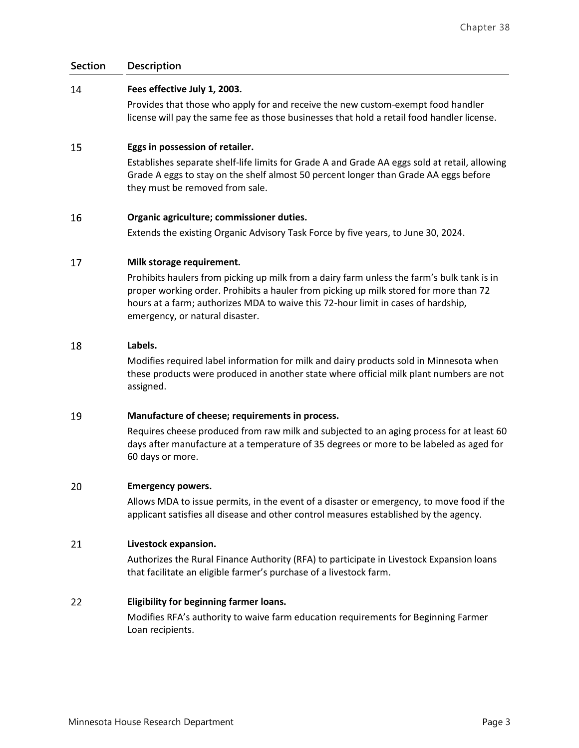| Section | Description |
|---|---|
| 14 | **Fees effective July 1, 2003.** Provides that those who apply for and receive the new custom-exempt food handler license will pay the same fee as those businesses that hold a retail food handler license. |
| 15 | **Eggs in possession of retailer.** Establishes separate shelf-life limits for Grade A and Grade AA eggs sold at retail, allowing Grade A eggs to stay on the shelf almost 50 percent longer than Grade AA eggs before they must be removed from sale. |
| 16 | **Organic agriculture; commissioner duties.** Extends the existing Organic Advisory Task Force by five years, to June 30, 2024. |
| 17 | **Milk storage requirement.** Prohibits haulers from picking up milk from a dairy farm unless the farm's bulk tank is in proper working order. Prohibits a hauler from picking up milk stored for more than 72 hours at a farm; authorizes MDA to waive this 72-hour limit in cases of hardship, emergency, or natural disaster. |
| 18 | **Labels.** Modifies required label information for milk and dairy products sold in Minnesota when these products were produced in another state where official milk plant numbers are not assigned. |
| 19 | **Manufacture of cheese; requirements in process.** Requires cheese produced from raw milk and subjected to an aging process for at least 60 days after manufacture at a temperature of 35 degrees or more to be labeled as aged for 60 days or more. |
| 20 | **Emergency powers.** Allows MDA to issue permits, in the event of a disaster or emergency, to move food if the applicant satisfies all disease and other control measures established by the agency. |
| 21 | **Livestock expansion.** Authorizes the Rural Finance Authority (RFA) to participate in Livestock Expansion loans that facilitate an eligible farmer's purchase of a livestock farm. |
| 22 | **Eligibility for beginning farmer loans.** Modifies RFA's authority to waive farm education requirements for Beginning Farmer Loan recipients. |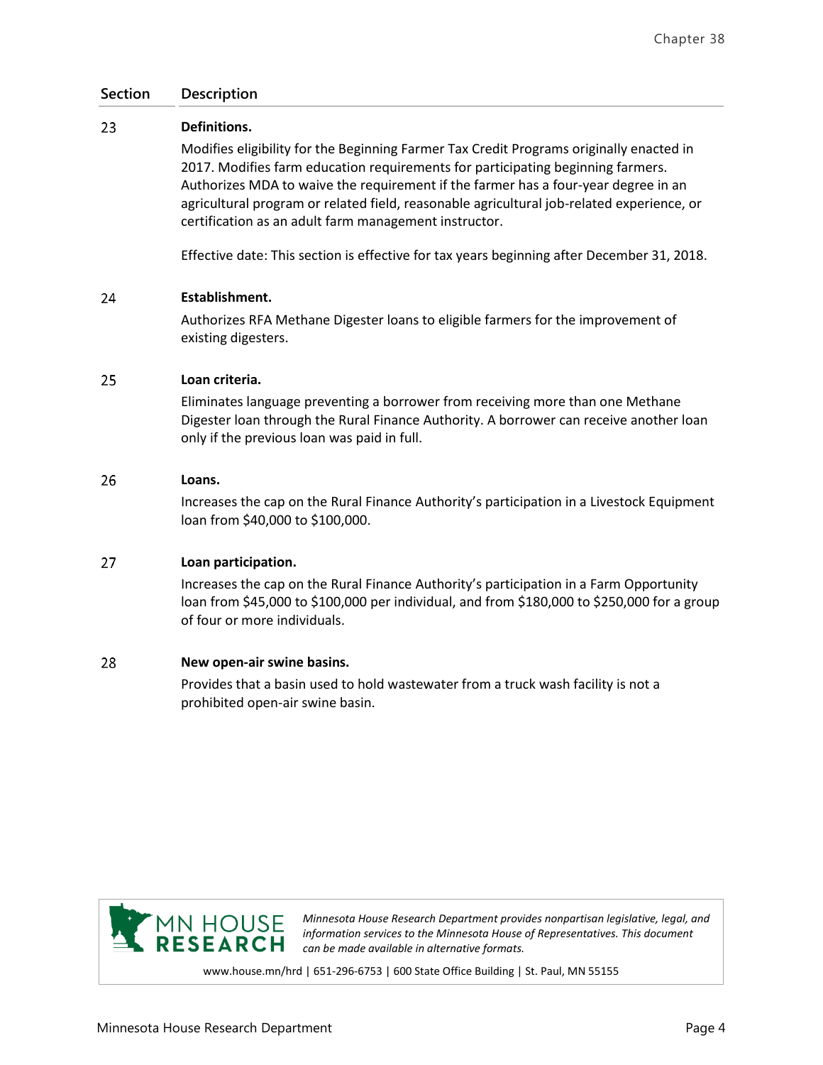| Section | Description |
|---|---|
| 23 | **Definitions.**<br>Modifies eligibility for the Beginning Farmer Tax Credit Programs originally enacted in 2017. Modifies farm education requirements for participating beginning farmers. Authorizes MDA to waive the requirement if the farmer has a four-year degree in an agricultural program or related field, reasonable agricultural job-related experience, or certification as an adult farm management instructor.<br><br>Effective date: This section is effective for tax years beginning after December 31, 2018. |
| 24 | **Establishment.**<br>Authorizes RFA Methane Digester loans to eligible farmers for the improvement of existing digesters. |
| 25 | **Loan criteria.**<br>Eliminates language preventing a borrower from receiving more than one Methane Digester loan through the Rural Finance Authority. A borrower can receive another loan only if the previous loan was paid in full. |
| 26 | **Loans.**<br>Increases the cap on the Rural Finance Authority's participation in a Livestock Equipment loan from $40,000 to $100,000. |
| 27 | **Loan participation.**<br>Increases the cap on the Rural Finance Authority's participation in a Farm Opportunity loan from $45,000 to $100,000 per individual, and from $180,000 to $250,000 for a group of four or more individuals. |
| 28 | **New open-air swine basins.**<br>Provides that a basin used to hold wastewater from a truck wash facility is not a prohibited open-air swine basin. |

MN HOUSE RESEARCH

*Minnesota House Research Department provides nonpartisan legislative, legal, and information services to the Minnesota House of Representatives. This document can be made available in alternative formats.*

www.house.mn/hrd | 651-296-6753 | 600 State Office Building | St. Paul, MN 55155